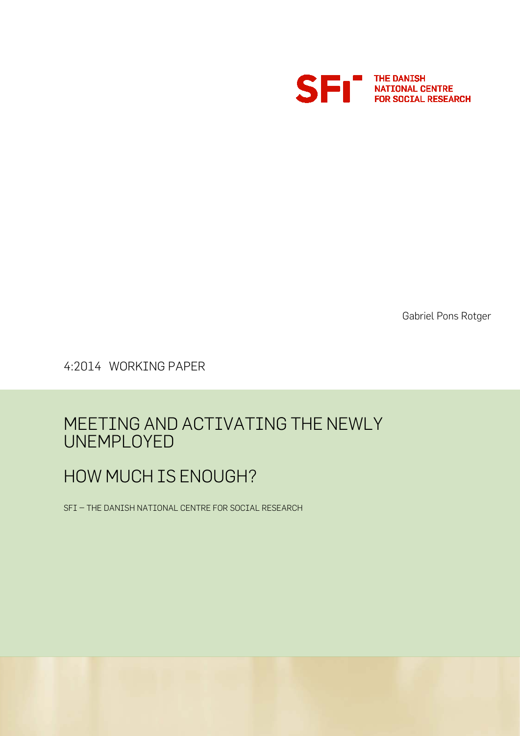SFI THE DANISH NATIONAL CENTRE FOR SOCIAL RESEARCH

Gabriel Pons Rotger

4:2014 WORKING PAPER

# MEETING AND ACTIVATING THE NEWLY UNEMPLOYED

## HOW MUCH IS ENOUGH?

SFI – THE DANISH NATIONAL CENTRE FOR SOCIAL RESEARCH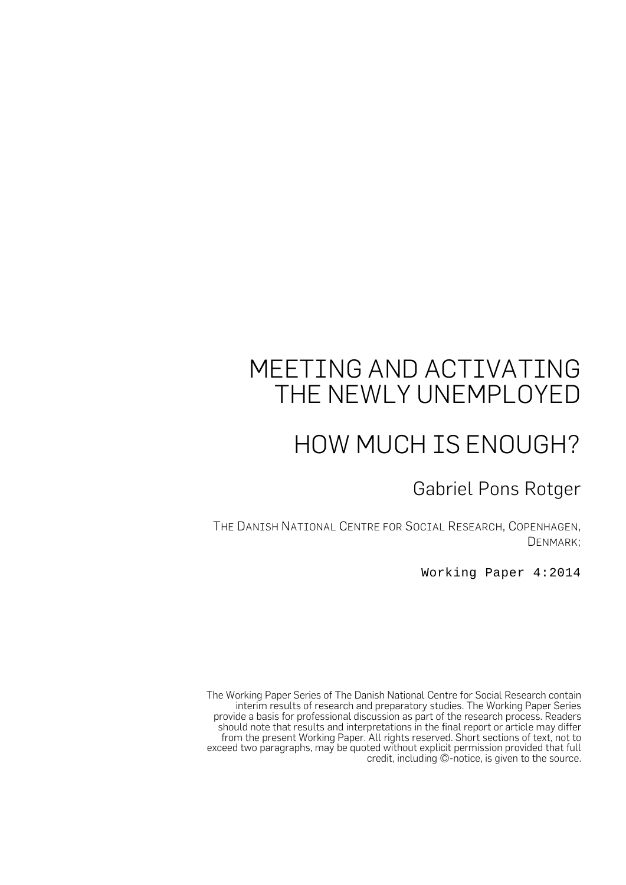# MEETING AND ACTIVATING THE NEWLY UNEMPLOYED

# HOW MUCH IS ENOUGH?

Gabriel Pons Rotger

THE DANISH NATIONAL CENTRE FOR SOCIAL RESEARCH, COPENHAGEN, DENMARK;

Working Paper 4:2014

The Working Paper Series of The Danish National Centre for Social Research contain interim results of research and preparatory studies. The Working Paper Series provide a basis for professional discussion as part of the research process. Readers should note that results and interpretations in the final report or article may differ from the present Working Paper. All rights reserved. Short sections of text, not to exceed two paragraphs, may be quoted without explicit permission provided that full credit, including ©-notice, is given to the source.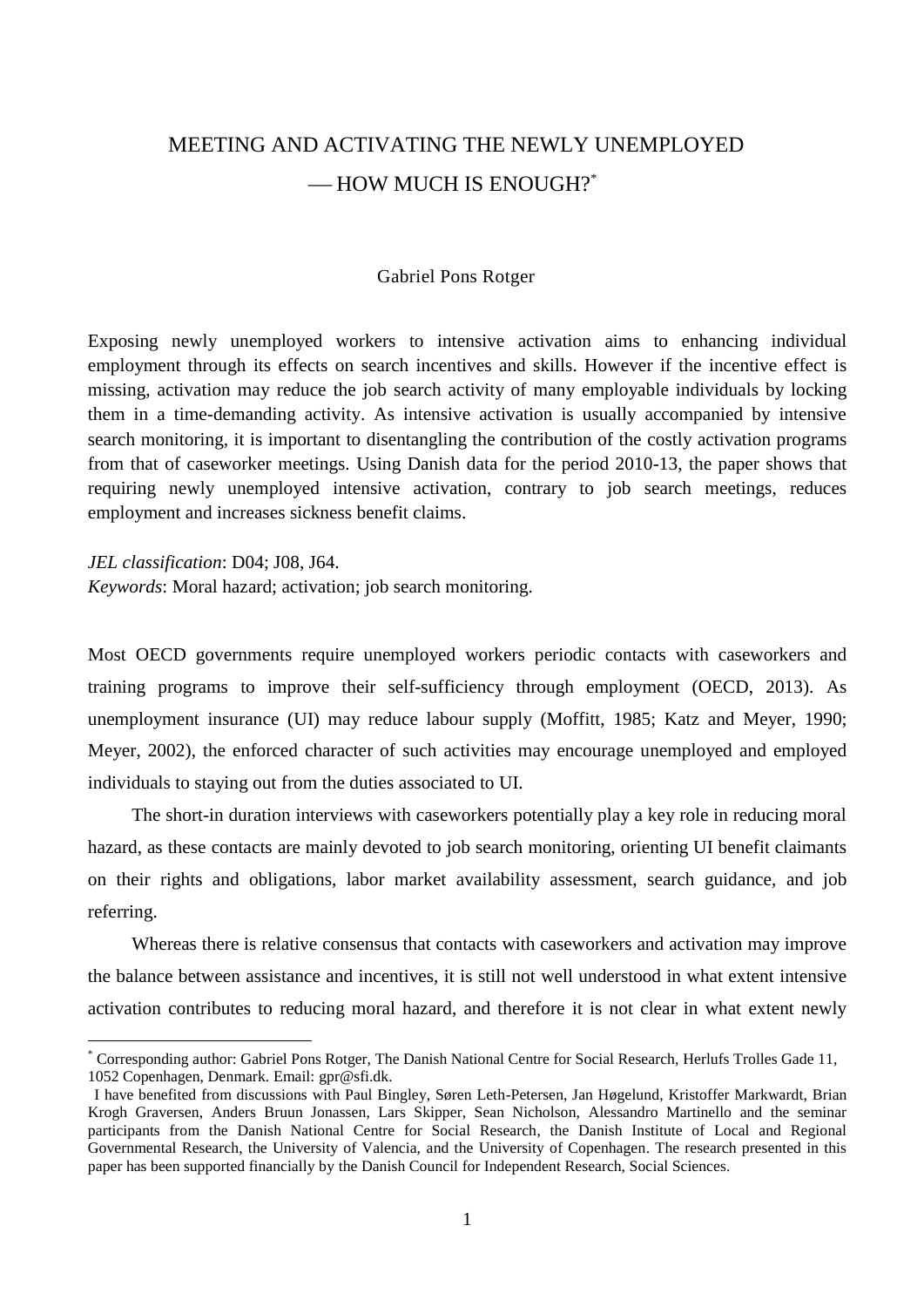# MEETING AND ACTIVATING THE NEWLY UNEMPLOYED — HOW MUCH IS ENOUGH?[*]

Gabriel Pons Rotger

Exposing newly unemployed workers to intensive activation aims to enhancing individual employment through its effects on search incentives and skills. However if the incentive effect is missing, activation may reduce the job search activity of many employable individuals by locking them in a time-demanding activity. As intensive activation is usually accompanied by intensive search monitoring, it is important to disentangling the contribution of the costly activation programs from that of caseworker meetings. Using Danish data for the period 2010-13, the paper shows that requiring newly unemployed intensive activation, contrary to job search meetings, reduces employment and increases sickness benefit claims.

*JEL classification*: D04; J08, J64.
*Keywords*: Moral hazard; activation; job search monitoring.

Most OECD governments require unemployed workers periodic contacts with caseworkers and training programs to improve their self-sufficiency through employment (OECD, 2013). As unemployment insurance (UI) may reduce labour supply (Moffitt, 1985; Katz and Meyer, 1990; Meyer, 2002), the enforced character of such activities may encourage unemployed and employed individuals to staying out from the duties associated to UI.

The short-in duration interviews with caseworkers potentially play a key role in reducing moral hazard, as these contacts are mainly devoted to job search monitoring, orienting UI benefit claimants on their rights and obligations, labor market availability assessment, search guidance, and job referring.

Whereas there is relative consensus that contacts with caseworkers and activation may improve the balance between assistance and incentives, it is still not well understood in what extent intensive activation contributes to reducing moral hazard, and therefore it is not clear in what extent newly

---

[*] Corresponding author: Gabriel Pons Rotger, The Danish National Centre for Social Research, Herlufs Trolles Gade 11, 1052 Copenhagen, Denmark. Email: gpr@sfi.dk.

I have benefited from discussions with Paul Bingley, Søren Leth-Petersen, Jan Høgelund, Kristoffer Markwardt, Brian Krogh Graversen, Anders Bruun Jonassen, Lars Skipper, Sean Nicholson, Alessandro Martinello and the seminar participants from the Danish National Centre for Social Research, the Danish Institute of Local and Regional Governmental Research, the University of Valencia, and the University of Copenhagen. The research presented in this paper has been supported financially by the Danish Council for Independent Research, Social Sciences.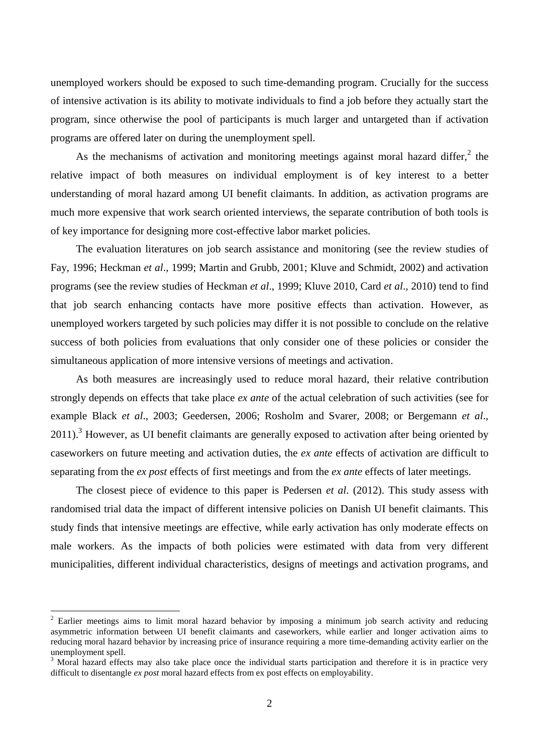unemployed workers should be exposed to such time-demanding program. Crucially for the success of intensive activation is its ability to motivate individuals to find a job before they actually start the program, since otherwise the pool of participants is much larger and untargeted than if activation programs are offered later on during the unemployment spell.

As the mechanisms of activation and monitoring meetings against moral hazard differ,[2] the relative impact of both measures on individual employment is of key interest to a better understanding of moral hazard among UI benefit claimants. In addition, as activation programs are much more expensive that work search oriented interviews, the separate contribution of both tools is of key importance for designing more cost-effective labor market policies.

The evaluation literatures on job search assistance and monitoring (see the review studies of Fay, 1996; Heckman *et al*., 1999; Martin and Grubb, 2001; Kluve and Schmidt, 2002) and activation programs (see the review studies of Heckman *et al*., 1999; Kluve 2010, Card *et al*., 2010) tend to find that job search enhancing contacts have more positive effects than activation. However, as unemployed workers targeted by such policies may differ it is not possible to conclude on the relative success of both policies from evaluations that only consider one of these policies or consider the simultaneous application of more intensive versions of meetings and activation.

As both measures are increasingly used to reduce moral hazard, their relative contribution strongly depends on effects that take place *ex ante* of the actual celebration of such activities (see for example Black *et al*., 2003; Geedersen, 2006; Rosholm and Svarer, 2008; or Bergemann *et al*., 2011).[3] However, as UI benefit claimants are generally exposed to activation after being oriented by caseworkers on future meeting and activation duties, the *ex ante* effects of activation are difficult to separating from the *ex post* effects of first meetings and from the *ex ante* effects of later meetings.

The closest piece of evidence to this paper is Pedersen *et al*. (2012). This study assess with randomised trial data the impact of different intensive policies on Danish UI benefit claimants. This study finds that intensive meetings are effective, while early activation has only moderate effects on male workers. As the impacts of both policies were estimated with data from very different municipalities, different individual characteristics, designs of meetings and activation programs, and

---

[2] Earlier meetings aims to limit moral hazard behavior by imposing a minimum job search activity and reducing asymmetric information between UI benefit claimants and caseworkers, while earlier and longer activation aims to reducing moral hazard behavior by increasing price of insurance requiring a more time-demanding activity earlier on the unemployment spell.

[3] Moral hazard effects may also take place once the individual starts participation and therefore it is in practice very difficult to disentangle *ex post* moral hazard effects from ex post effects on employability.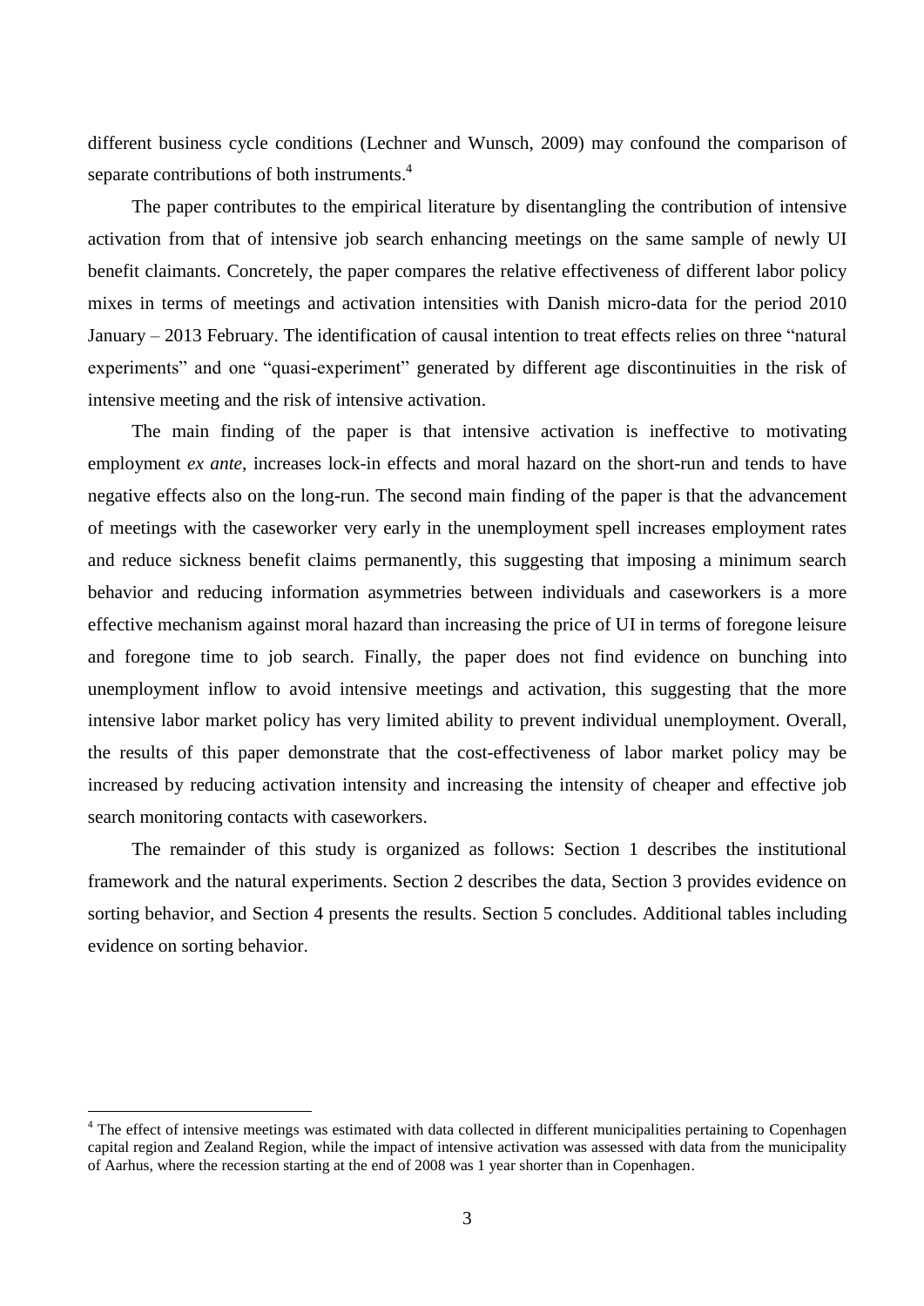different business cycle conditions (Lechner and Wunsch, 2009) may confound the comparison of separate contributions of both instruments.[4]

The paper contributes to the empirical literature by disentangling the contribution of intensive activation from that of intensive job search enhancing meetings on the same sample of newly UI benefit claimants. Concretely, the paper compares the relative effectiveness of different labor policy mixes in terms of meetings and activation intensities with Danish micro-data for the period 2010 January – 2013 February. The identification of causal intention to treat effects relies on three "natural experiments" and one "quasi-experiment" generated by different age discontinuities in the risk of intensive meeting and the risk of intensive activation.

The main finding of the paper is that intensive activation is ineffective to motivating employment *ex ante*, increases lock-in effects and moral hazard on the short-run and tends to have negative effects also on the long-run. The second main finding of the paper is that the advancement of meetings with the caseworker very early in the unemployment spell increases employment rates and reduce sickness benefit claims permanently, this suggesting that imposing a minimum search behavior and reducing information asymmetries between individuals and caseworkers is a more effective mechanism against moral hazard than increasing the price of UI in terms of foregone leisure and foregone time to job search. Finally, the paper does not find evidence on bunching into unemployment inflow to avoid intensive meetings and activation, this suggesting that the more intensive labor market policy has very limited ability to prevent individual unemployment. Overall, the results of this paper demonstrate that the cost-effectiveness of labor market policy may be increased by reducing activation intensity and increasing the intensity of cheaper and effective job search monitoring contacts with caseworkers.

The remainder of this study is organized as follows: Section 1 describes the institutional framework and the natural experiments. Section 2 describes the data, Section 3 provides evidence on sorting behavior, and Section 4 presents the results. Section 5 concludes. Additional tables including evidence on sorting behavior.

[4] The effect of intensive meetings was estimated with data collected in different municipalities pertaining to Copenhagen capital region and Zealand Region, while the impact of intensive activation was assessed with data from the municipality of Aarhus, where the recession starting at the end of 2008 was 1 year shorter than in Copenhagen.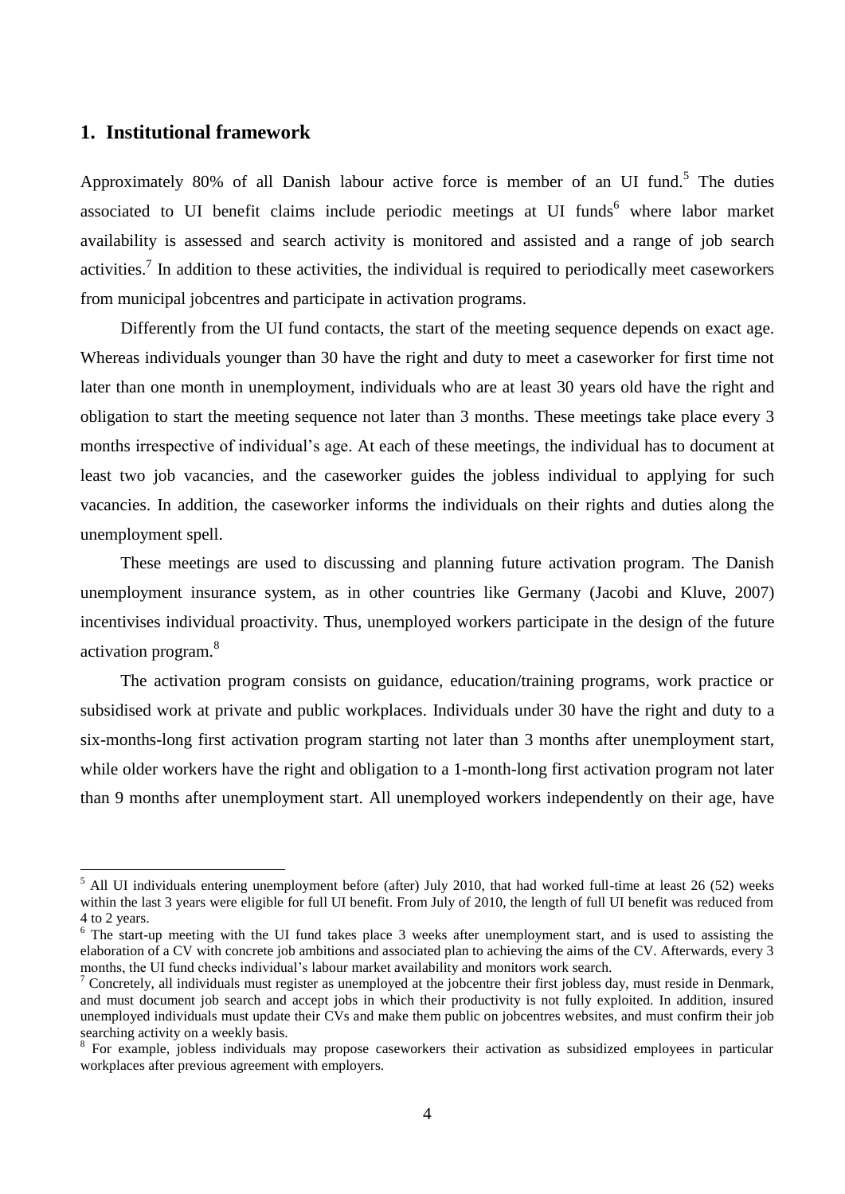## 1. Institutional framework

Approximately 80% of all Danish labour active force is member of an UI fund.[5] The duties associated to UI benefit claims include periodic meetings at UI funds[6] where labor market availability is assessed and search activity is monitored and assisted and a range of job search activities.[7] In addition to these activities, the individual is required to periodically meet caseworkers from municipal jobcentres and participate in activation programs.

Differently from the UI fund contacts, the start of the meeting sequence depends on exact age. Whereas individuals younger than 30 have the right and duty to meet a caseworker for first time not later than one month in unemployment, individuals who are at least 30 years old have the right and obligation to start the meeting sequence not later than 3 months. These meetings take place every 3 months irrespective of individual's age. At each of these meetings, the individual has to document at least two job vacancies, and the caseworker guides the jobless individual to applying for such vacancies. In addition, the caseworker informs the individuals on their rights and duties along the unemployment spell.

These meetings are used to discussing and planning future activation program. The Danish unemployment insurance system, as in other countries like Germany (Jacobi and Kluve, 2007) incentivises individual proactivity. Thus, unemployed workers participate in the design of the future activation program.[8]

The activation program consists on guidance, education/training programs, work practice or subsidised work at private and public workplaces. Individuals under 30 have the right and duty to a six-months-long first activation program starting not later than 3 months after unemployment start, while older workers have the right and obligation to a 1-month-long first activation program not later than 9 months after unemployment start. All unemployed workers independently on their age, have

---

[5] All UI individuals entering unemployment before (after) July 2010, that had worked full-time at least 26 (52) weeks within the last 3 years were eligible for full UI benefit. From July of 2010, the length of full UI benefit was reduced from 4 to 2 years.

[6] The start-up meeting with the UI fund takes place 3 weeks after unemployment start, and is used to assisting the elaboration of a CV with concrete job ambitions and associated plan to achieving the aims of the CV. Afterwards, every 3 months, the UI fund checks individual's labour market availability and monitors work search.

[7] Concretely, all individuals must register as unemployed at the jobcentre their first jobless day, must reside in Denmark, and must document job search and accept jobs in which their productivity is not fully exploited. In addition, insured unemployed individuals must update their CVs and make them public on jobcentres websites, and must confirm their job searching activity on a weekly basis.

[8] For example, jobless individuals may propose caseworkers their activation as subsidized employees in particular workplaces after previous agreement with employers.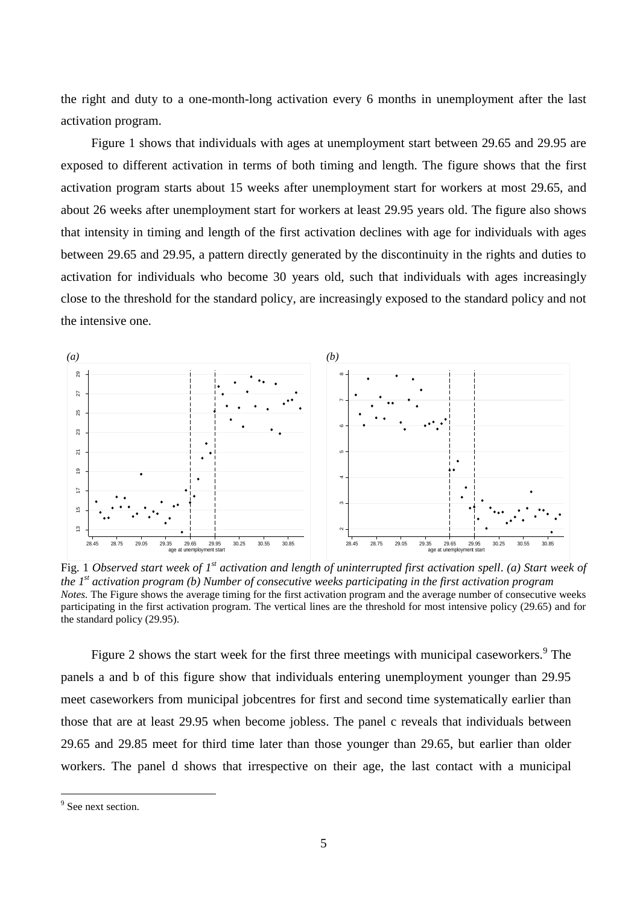the right and duty to a one-month-long activation every 6 months in unemployment after the last activation program.

Figure 1 shows that individuals with ages at unemployment start between 29.65 and 29.95 are exposed to different activation in terms of both timing and length. The figure shows that the first activation program starts about 15 weeks after unemployment start for workers at most 29.65, and about 26 weeks after unemployment start for workers at least 29.95 years old. The figure also shows that intensity in timing and length of the first activation declines with age for individuals with ages between 29.65 and 29.95, a pattern directly generated by the discontinuity in the rights and duties to activation for individuals who become 30 years old, such that individuals with ages increasingly close to the threshold for the standard policy, are increasingly exposed to the standard policy and not the intensive one.

Fig. 1 *Observed start week of 1st activation and length of uninterrupted first activation spell. (a) Start week of the 1st activation program (b) Number of consecutive weeks participating in the first activation program*
*Notes.* The Figure shows the average timing for the first activation program and the average number of consecutive weeks participating in the first activation program. The vertical lines are the threshold for most intensive policy (29.65) and for the standard policy (29.95).

Figure 2 shows the start week for the first three meetings with municipal caseworkers.[9] The panels a and b of this figure show that individuals entering unemployment younger than 29.95 meet caseworkers from municipal jobcentres for first and second time systematically earlier than those that are at least 29.95 when become jobless. The panel c reveals that individuals between 29.65 and 29.85 meet for third time later than those younger than 29.65, but earlier than older workers. The panel d shows that irrespective on their age, the last contact with a municipal

[9] See next section.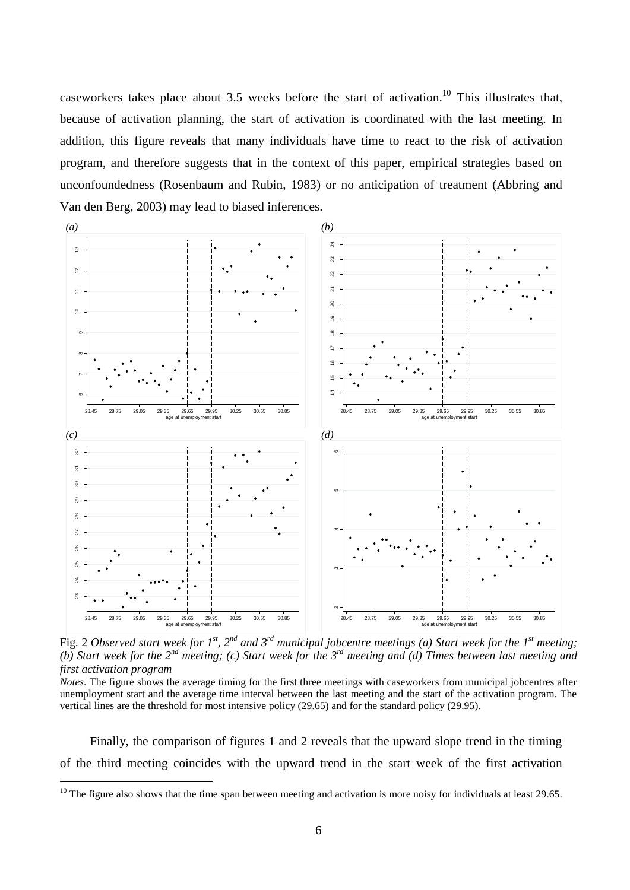caseworkers takes place about 3.5 weeks before the start of activation.[10] This illustrates that, because of activation planning, the start of activation is coordinated with the last meeting. In addition, this figure reveals that many individuals have time to react to the risk of activation program, and therefore suggests that in the context of this paper, empirical strategies based on unconfoundedness (Rosenbaum and Rubin, 1983) or no anticipation of treatment (Abbring and Van den Berg, 2003) may lead to biased inferences.

Fig. 2 *Observed start week for 1st, 2nd and 3rd municipal jobcentre meetings (a) Start week for the 1st meeting; (b) Start week for the 2nd meeting; (c) Start week for the 3rd meeting and (d) Times between last meeting and first activation program*

*Notes.* The figure shows the average timing for the first three meetings with caseworkers from municipal jobcentres after unemployment start and the average time interval between the last meeting and the start of the activation program. The vertical lines are the threshold for most intensive policy (29.65) and for the standard policy (29.95).

Finally, the comparison of figures 1 and 2 reveals that the upward slope trend in the timing of the third meeting coincides with the upward trend in the start week of the first activation

[10] The figure also shows that the time span between meeting and activation is more noisy for individuals at least 29.65.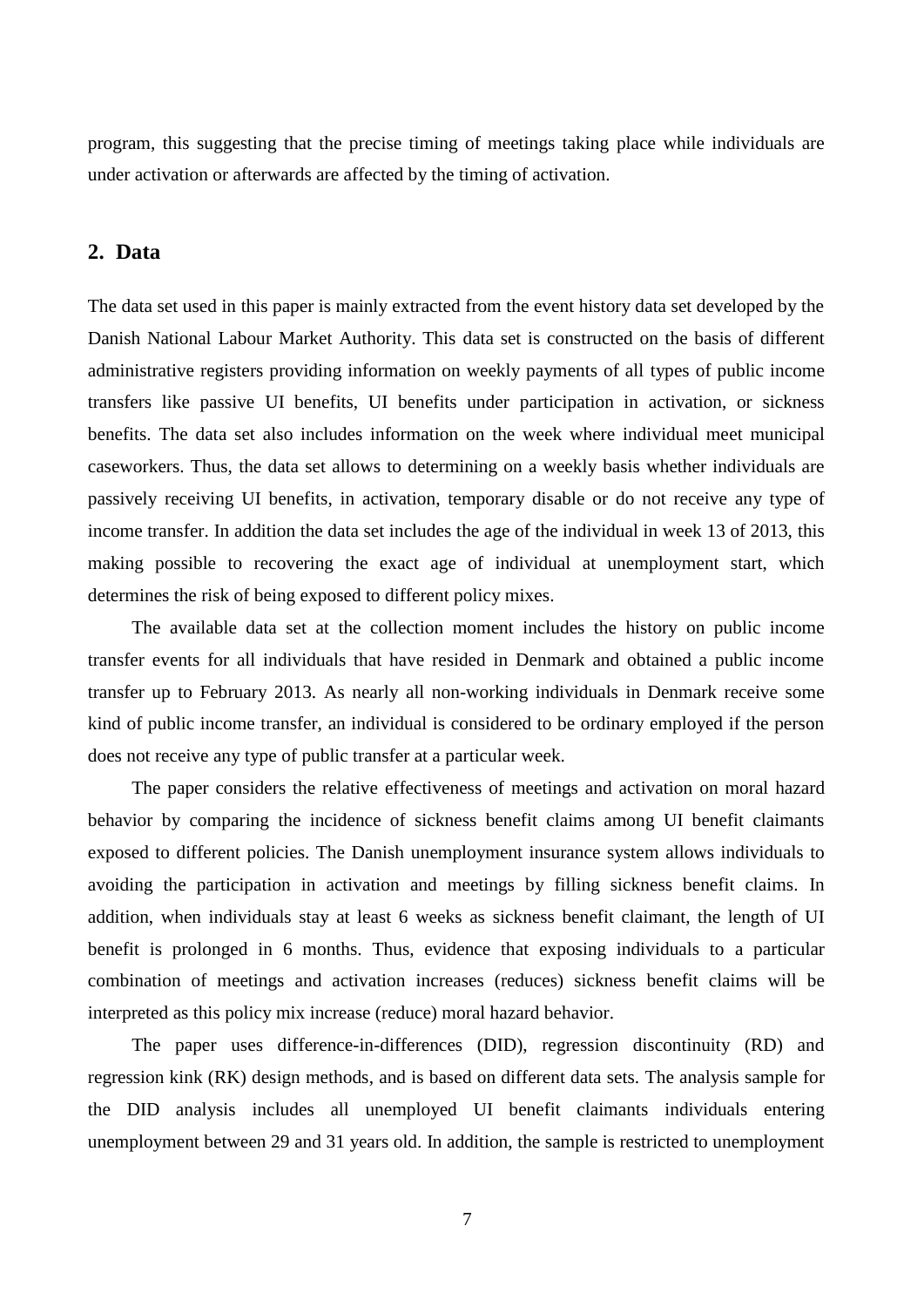program, this suggesting that the precise timing of meetings taking place while individuals are under activation or afterwards are affected by the timing of activation.

## 2. Data

The data set used in this paper is mainly extracted from the event history data set developed by the Danish National Labour Market Authority. This data set is constructed on the basis of different administrative registers providing information on weekly payments of all types of public income transfers like passive UI benefits, UI benefits under participation in activation, or sickness benefits. The data set also includes information on the week where individual meet municipal caseworkers. Thus, the data set allows to determining on a weekly basis whether individuals are passively receiving UI benefits, in activation, temporary disable or do not receive any type of income transfer. In addition the data set includes the age of the individual in week 13 of 2013, this making possible to recovering the exact age of individual at unemployment start, which determines the risk of being exposed to different policy mixes.

The available data set at the collection moment includes the history on public income transfer events for all individuals that have resided in Denmark and obtained a public income transfer up to February 2013. As nearly all non-working individuals in Denmark receive some kind of public income transfer, an individual is considered to be ordinary employed if the person does not receive any type of public transfer at a particular week.

The paper considers the relative effectiveness of meetings and activation on moral hazard behavior by comparing the incidence of sickness benefit claims among UI benefit claimants exposed to different policies. The Danish unemployment insurance system allows individuals to avoiding the participation in activation and meetings by filling sickness benefit claims. In addition, when individuals stay at least 6 weeks as sickness benefit claimant, the length of UI benefit is prolonged in 6 months. Thus, evidence that exposing individuals to a particular combination of meetings and activation increases (reduces) sickness benefit claims will be interpreted as this policy mix increase (reduce) moral hazard behavior.

The paper uses difference-in-differences (DID), regression discontinuity (RD) and regression kink (RK) design methods, and is based on different data sets. The analysis sample for the DID analysis includes all unemployed UI benefit claimants individuals entering unemployment between 29 and 31 years old. In addition, the sample is restricted to unemployment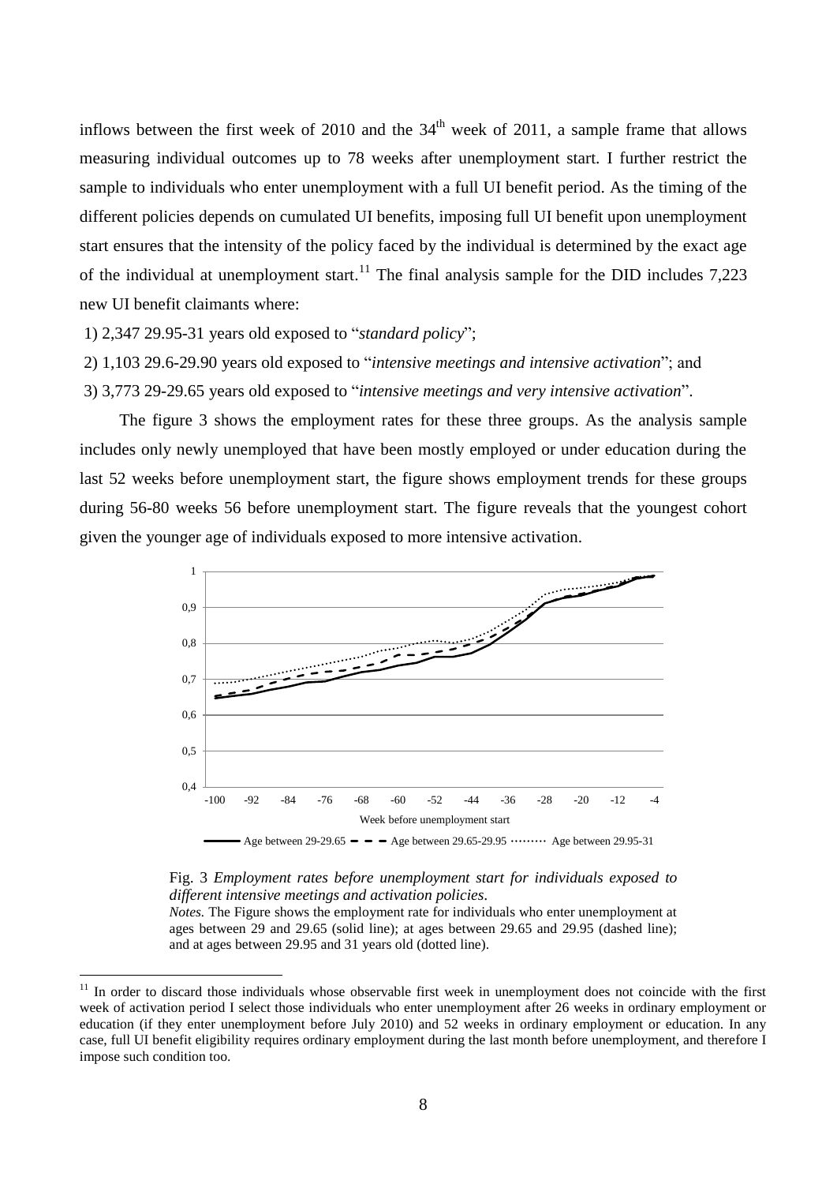inflows between the first week of 2010 and the 34th week of 2011, a sample frame that allows measuring individual outcomes up to 78 weeks after unemployment start. I further restrict the sample to individuals who enter unemployment with a full UI benefit period. As the timing of the different policies depends on cumulated UI benefits, imposing full UI benefit upon unemployment start ensures that the intensity of the policy faced by the individual is determined by the exact age of the individual at unemployment start.[11] The final analysis sample for the DID includes 7,223 new UI benefit claimants where:

1) 2,347 29.95-31 years old exposed to "*standard policy*";

2) 1,103 29.6-29.90 years old exposed to "*intensive meetings and intensive activation*"; and

3) 3,773 29-29.65 years old exposed to "*intensive meetings and very intensive activation*".

The figure 3 shows the employment rates for these three groups. As the analysis sample includes only newly unemployed that have been mostly employed or under education during the last 52 weeks before unemployment start, the figure shows employment trends for these groups during 56-80 weeks 56 before unemployment start. The figure reveals that the youngest cohort given the younger age of individuals exposed to more intensive activation.

Fig. 3 *Employment rates before unemployment start for individuals exposed to different intensive meetings and activation policies.*
*Notes.* The Figure shows the employment rate for individuals who enter unemployment at ages between 29 and 29.65 (solid line); at ages between 29.65 and 29.95 (dashed line); and at ages between 29.95 and 31 years old (dotted line).

[11] In order to discard those individuals whose observable first week in unemployment does not coincide with the first week of activation period I select those individuals who enter unemployment after 26 weeks in ordinary employment or education (if they enter unemployment before July 2010) and 52 weeks in ordinary employment or education. In any case, full UI benefit eligibility requires ordinary employment during the last month before unemployment, and therefore I impose such condition too.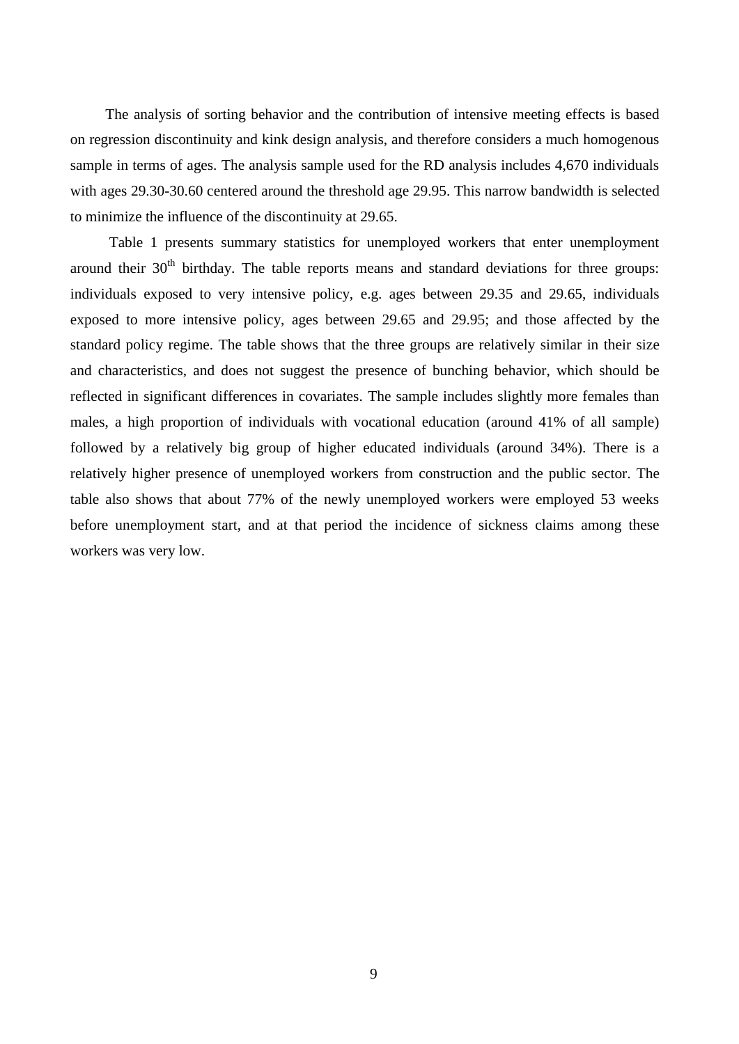The analysis of sorting behavior and the contribution of intensive meeting effects is based on regression discontinuity and kink design analysis, and therefore considers a much homogenous sample in terms of ages. The analysis sample used for the RD analysis includes 4,670 individuals with ages 29.30-30.60 centered around the threshold age 29.95. This narrow bandwidth is selected to minimize the influence of the discontinuity at 29.65.

Table 1 presents summary statistics for unemployed workers that enter unemployment around their 30[th] birthday. The table reports means and standard deviations for three groups: individuals exposed to very intensive policy, e.g. ages between 29.35 and 29.65, individuals exposed to more intensive policy, ages between 29.65 and 29.95; and those affected by the standard policy regime. The table shows that the three groups are relatively similar in their size and characteristics, and does not suggest the presence of bunching behavior, which should be reflected in significant differences in covariates. The sample includes slightly more females than males, a high proportion of individuals with vocational education (around 41% of all sample) followed by a relatively big group of higher educated individuals (around 34%). There is a relatively higher presence of unemployed workers from construction and the public sector. The table also shows that about 77% of the newly unemployed workers were employed 53 weeks before unemployment start, and at that period the incidence of sickness claims among these workers was very low.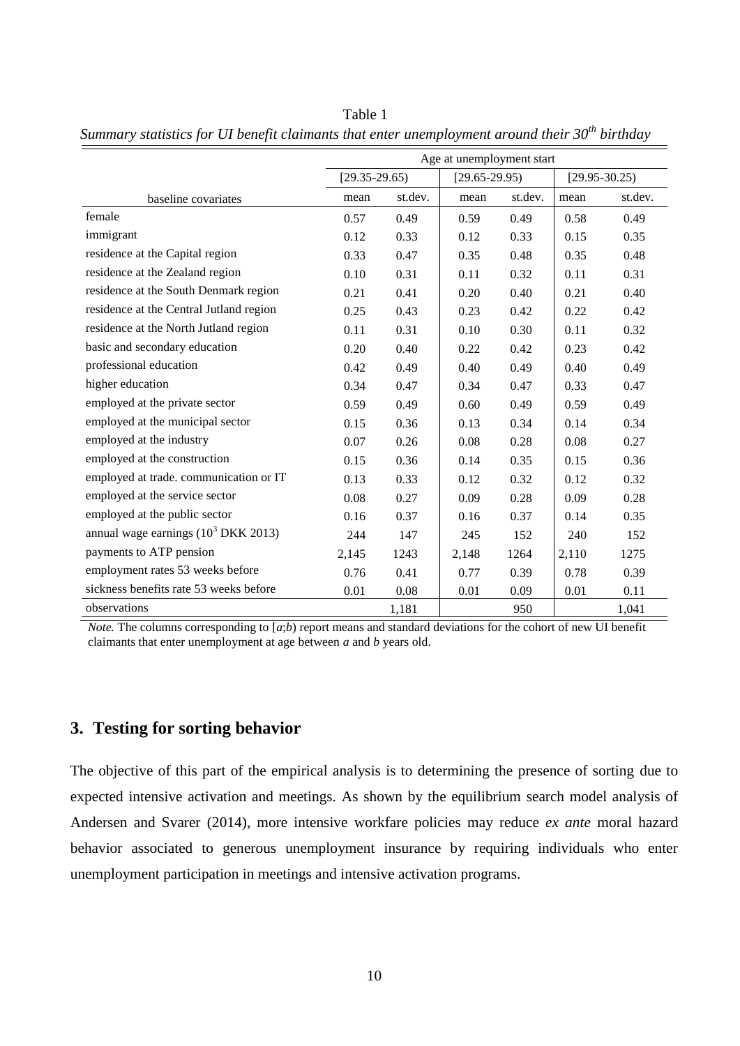Table 1

*Summary statistics for UI benefit claimants that enter unemployment around their $30^{th}$ birthday*

| | Age at unemployment start | | | | | |
|---|---|---|---|---|---|---|
| | [29.35-29.65) | | [29.65-29.95) | | [29.95-30.25) | |
| baseline covariates | mean | st.dev. | mean | st.dev. | mean | st.dev. |
| female | 0.57 | 0.49 | 0.59 | 0.49 | 0.58 | 0.49 |
| immigrant | 0.12 | 0.33 | 0.12 | 0.33 | 0.15 | 0.35 |
| residence at the Capital region | 0.33 | 0.47 | 0.35 | 0.48 | 0.35 | 0.48 |
| residence at the Zealand region | 0.10 | 0.31 | 0.11 | 0.32 | 0.11 | 0.31 |
| residence at the South Denmark region | 0.21 | 0.41 | 0.20 | 0.40 | 0.21 | 0.40 |
| residence at the Central Jutland region | 0.25 | 0.43 | 0.23 | 0.42 | 0.22 | 0.42 |
| residence at the North Jutland region | 0.11 | 0.31 | 0.10 | 0.30 | 0.11 | 0.32 |
| basic and secondary education | 0.20 | 0.40 | 0.22 | 0.42 | 0.23 | 0.42 |
| professional education | 0.42 | 0.49 | 0.40 | 0.49 | 0.40 | 0.49 |
| higher education | 0.34 | 0.47 | 0.34 | 0.47 | 0.33 | 0.47 |
| employed at the private sector | 0.59 | 0.49 | 0.60 | 0.49 | 0.59 | 0.49 |
| employed at the municipal sector | 0.15 | 0.36 | 0.13 | 0.34 | 0.14 | 0.34 |
| employed at the industry | 0.07 | 0.26 | 0.08 | 0.28 | 0.08 | 0.27 |
| employed at the construction | 0.15 | 0.36 | 0.14 | 0.35 | 0.15 | 0.36 |
| employed at trade. communication or IT | 0.13 | 0.33 | 0.12 | 0.32 | 0.12 | 0.32 |
| employed at the service sector | 0.08 | 0.27 | 0.09 | 0.28 | 0.09 | 0.28 |
| employed at the public sector | 0.16 | 0.37 | 0.16 | 0.37 | 0.14 | 0.35 |
| annual wage earnings ($10^3$ DKK 2013) | 244 | 147 | 245 | 152 | 240 | 152 |
| payments to ATP pension | 2,145 | 1243 | 2,148 | 1264 | 2,110 | 1275 |
| employment rates 53 weeks before | 0.76 | 0.41 | 0.77 | 0.39 | 0.78 | 0.39 |
| sickness benefits rate 53 weeks before | 0.01 | 0.08 | 0.01 | 0.09 | 0.01 | 0.11 |
| observations | | 1,181 | | 950 | | 1,041 |

*Note.* The columns corresponding to [*a*;*b*) report means and standard deviations for the cohort of new UI benefit claimants that enter unemployment at age between *a* and *b* years old.

## 3. Testing for sorting behavior

The objective of this part of the empirical analysis is to determining the presence of sorting due to expected intensive activation and meetings. As shown by the equilibrium search model analysis of Andersen and Svarer (2014), more intensive workfare policies may reduce *ex ante* moral hazard behavior associated to generous unemployment insurance by requiring individuals who enter unemployment participation in meetings and intensive activation programs.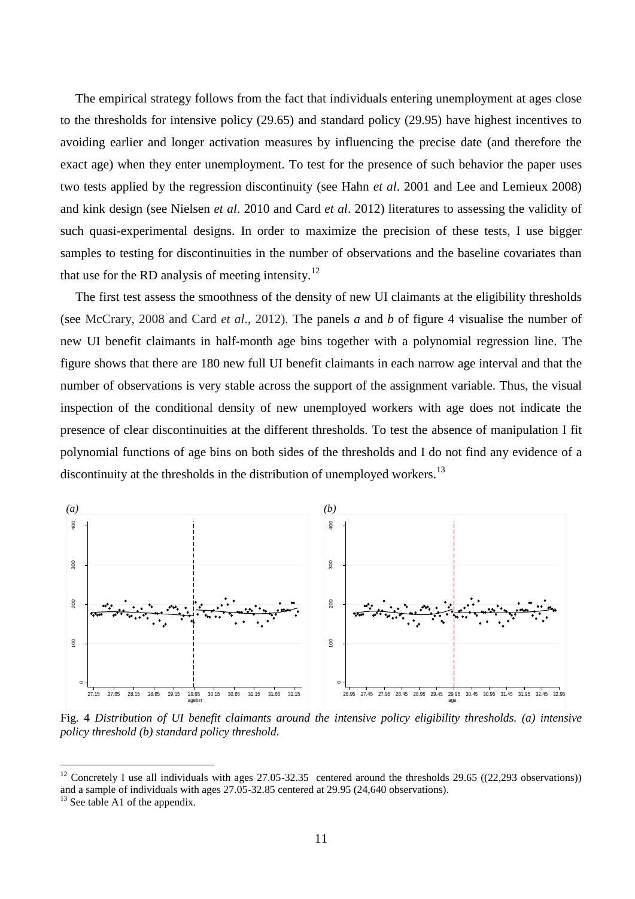The empirical strategy follows from the fact that individuals entering unemployment at ages close to the thresholds for intensive policy (29.65) and standard policy (29.95) have highest incentives to avoiding earlier and longer activation measures by influencing the precise date (and therefore the exact age) when they enter unemployment. To test for the presence of such behavior the paper uses two tests applied by the regression discontinuity (see Hahn *et al*. 2001 and Lee and Lemieux 2008) and kink design (see Nielsen *et al*. 2010 and Card *et al*. 2012) literatures to assessing the validity of such quasi-experimental designs. In order to maximize the precision of these tests, I use bigger samples to testing for discontinuities in the number of observations and the baseline covariates than that use for the RD analysis of meeting intensity.[12]

The first test assess the smoothness of the density of new UI claimants at the eligibility thresholds (see McCrary, 2008 and Card *et al*., 2012). The panels *a* and *b* of figure 4 visualise the number of new UI benefit claimants in half-month age bins together with a polynomial regression line. The figure shows that there are 180 new full UI benefit claimants in each narrow age interval and that the number of observations is very stable across the support of the assignment variable. Thus, the visual inspection of the conditional density of new unemployed workers with age does not indicate the presence of clear discontinuities at the different thresholds. To test the absence of manipulation I fit polynomial functions of age bins on both sides of the thresholds and I do not find any evidence of a discontinuity at the thresholds in the distribution of unemployed workers.[13]

Fig. 4 *Distribution of UI benefit claimants around the intensive policy eligibility thresholds. (a) intensive policy threshold (b) standard policy threshold.*

[12] Concretely I use all individuals with ages 27.05-32.35 centered around the thresholds 29.65 ((22,293 observations)) and a sample of individuals with ages 27.05-32.85 centered at 29.95 (24,640 observations).

[13] See table A1 of the appendix.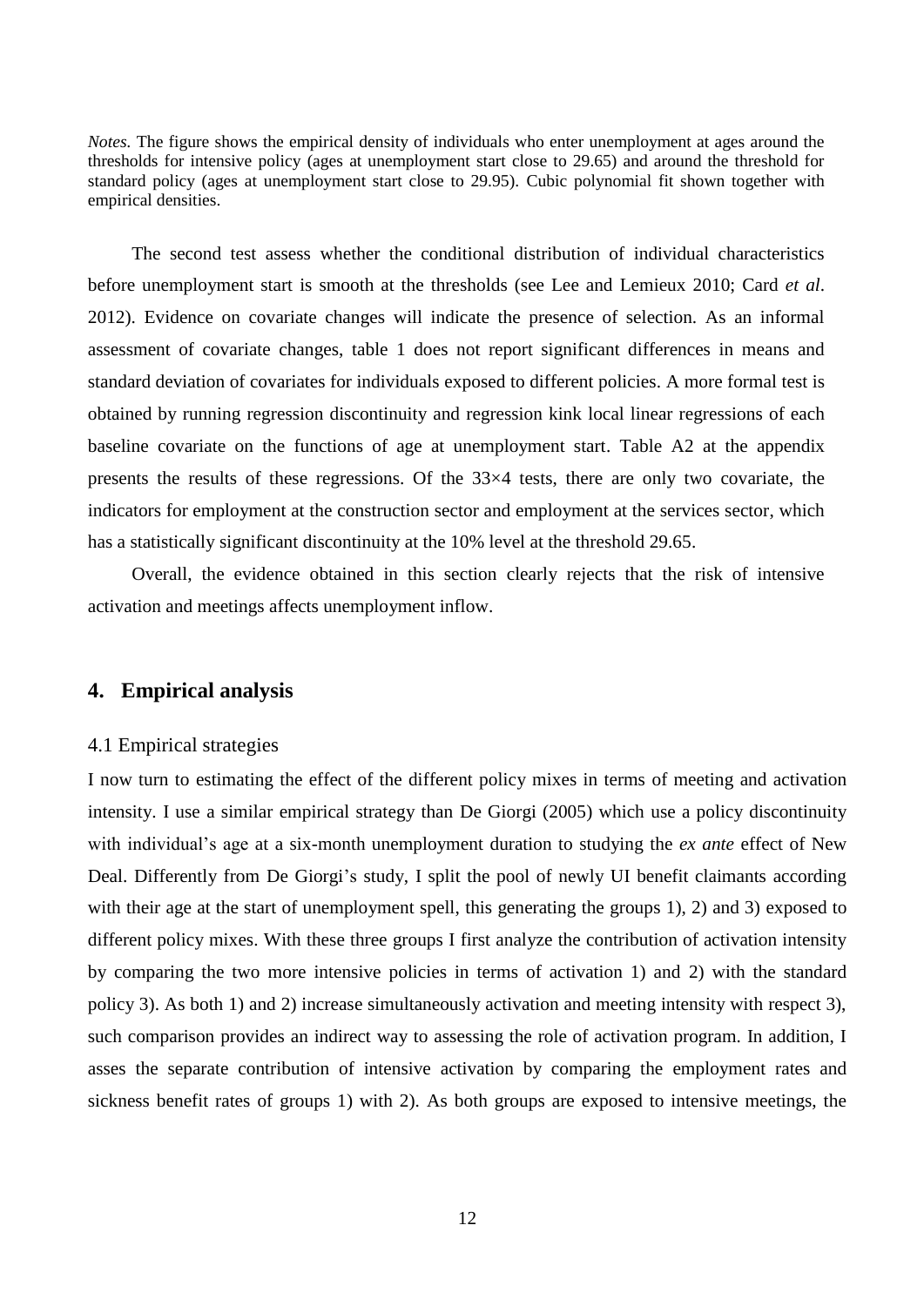*Notes.* The figure shows the empirical density of individuals who enter unemployment at ages around the thresholds for intensive policy (ages at unemployment start close to 29.65) and around the threshold for standard policy (ages at unemployment start close to 29.95). Cubic polynomial fit shown together with empirical densities.

The second test assess whether the conditional distribution of individual characteristics before unemployment start is smooth at the thresholds (see Lee and Lemieux 2010; Card *et al*. 2012). Evidence on covariate changes will indicate the presence of selection. As an informal assessment of covariate changes, table 1 does not report significant differences in means and standard deviation of covariates for individuals exposed to different policies. A more formal test is obtained by running regression discontinuity and regression kink local linear regressions of each baseline covariate on the functions of age at unemployment start. Table A2 at the appendix presents the results of these regressions. Of the 33×4 tests, there are only two covariate, the indicators for employment at the construction sector and employment at the services sector, which has a statistically significant discontinuity at the 10% level at the threshold 29.65.

Overall, the evidence obtained in this section clearly rejects that the risk of intensive activation and meetings affects unemployment inflow.

## 4. Empirical analysis

### 4.1 Empirical strategies

I now turn to estimating the effect of the different policy mixes in terms of meeting and activation intensity. I use a similar empirical strategy than De Giorgi (2005) which use a policy discontinuity with individual's age at a six-month unemployment duration to studying the *ex ante* effect of New Deal. Differently from De Giorgi's study, I split the pool of newly UI benefit claimants according with their age at the start of unemployment spell, this generating the groups 1), 2) and 3) exposed to different policy mixes. With these three groups I first analyze the contribution of activation intensity by comparing the two more intensive policies in terms of activation 1) and 2) with the standard policy 3). As both 1) and 2) increase simultaneously activation and meeting intensity with respect 3), such comparison provides an indirect way to assessing the role of activation program. In addition, I asses the separate contribution of intensive activation by comparing the employment rates and sickness benefit rates of groups 1) with 2). As both groups are exposed to intensive meetings, the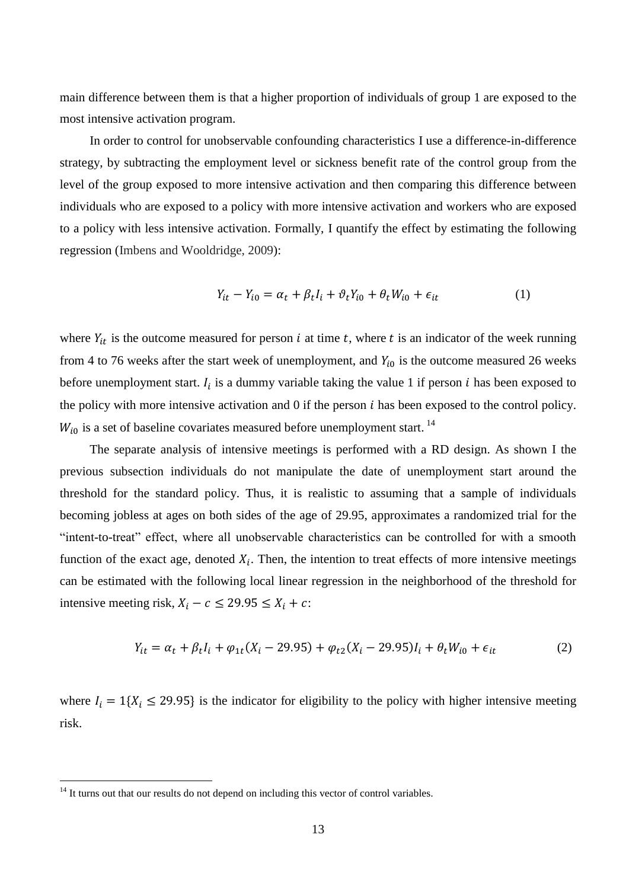main difference between them is that a higher proportion of individuals of group 1 are exposed to the most intensive activation program.

In order to control for unobservable confounding characteristics I use a difference-in-difference strategy, by subtracting the employment level or sickness benefit rate of the control group from the level of the group exposed to more intensive activation and then comparing this difference between individuals who are exposed to a policy with more intensive activation and workers who are exposed to a policy with less intensive activation. Formally, I quantify the effect by estimating the following regression (Imbens and Wooldridge, 2009):

$$Y_{it} - Y_{i0} = \alpha_t + \beta_t I_i + \vartheta_t Y_{i0} + \theta_t W_{i0} + \epsilon_{it} \tag{1}$$

where $Y_{it}$ is the outcome measured for person $i$ at time $t$, where $t$ is an indicator of the week running from 4 to 76 weeks after the start week of unemployment, and $Y_{i0}$ is the outcome measured 26 weeks before unemployment start. $I_i$ is a dummy variable taking the value 1 if person $i$ has been exposed to the policy with more intensive activation and 0 if the person $i$ has been exposed to the control policy. $W_{i0}$ is a set of baseline covariates measured before unemployment start. [14]

The separate analysis of intensive meetings is performed with a RD design. As shown I the previous subsection individuals do not manipulate the date of unemployment start around the threshold for the standard policy. Thus, it is realistic to assuming that a sample of individuals becoming jobless at ages on both sides of the age of 29.95, approximates a randomized trial for the "intent-to-treat" effect, where all unobservable characteristics can be controlled for with a smooth function of the exact age, denoted $X_i$. Then, the intention to treat effects of more intensive meetings can be estimated with the following local linear regression in the neighborhood of the threshold for intensive meeting risk, $X_i - c \leq 29.95 \leq X_i + c$:

$$Y_{it} = \alpha_t + \beta_t I_i + \varphi_{1t}(X_i - 29.95) + \varphi_{t2}(X_i - 29.95)I_i + \theta_t W_{i0} + \epsilon_{it} \tag{2}$$

where $I_i = 1\{X_i \leq 29.95\}$ is the indicator for eligibility to the policy with higher intensive meeting risk.

[14] It turns out that our results do not depend on including this vector of control variables.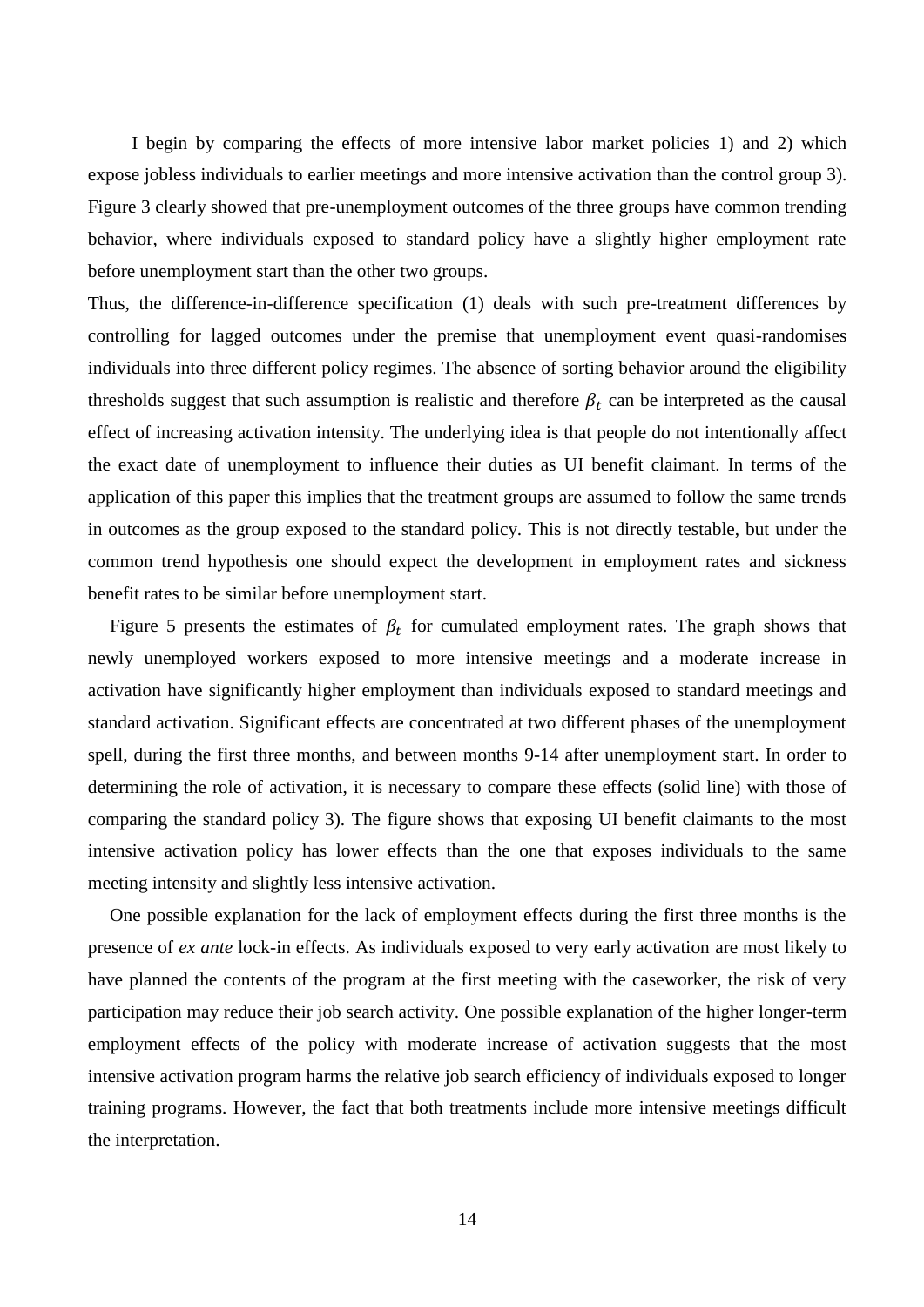I begin by comparing the effects of more intensive labor market policies 1) and 2) which expose jobless individuals to earlier meetings and more intensive activation than the control group 3). Figure 3 clearly showed that pre-unemployment outcomes of the three groups have common trending behavior, where individuals exposed to standard policy have a slightly higher employment rate before unemployment start than the other two groups.

Thus, the difference-in-difference specification (1) deals with such pre-treatment differences by controlling for lagged outcomes under the premise that unemployment event quasi-randomises individuals into three different policy regimes. The absence of sorting behavior around the eligibility thresholds suggest that such assumption is realistic and therefore $\beta_t$ can be interpreted as the causal effect of increasing activation intensity. The underlying idea is that people do not intentionally affect the exact date of unemployment to influence their duties as UI benefit claimant. In terms of the application of this paper this implies that the treatment groups are assumed to follow the same trends in outcomes as the group exposed to the standard policy. This is not directly testable, but under the common trend hypothesis one should expect the development in employment rates and sickness benefit rates to be similar before unemployment start.

Figure 5 presents the estimates of $\beta_t$ for cumulated employment rates. The graph shows that newly unemployed workers exposed to more intensive meetings and a moderate increase in activation have significantly higher employment than individuals exposed to standard meetings and standard activation. Significant effects are concentrated at two different phases of the unemployment spell, during the first three months, and between months 9-14 after unemployment start. In order to determining the role of activation, it is necessary to compare these effects (solid line) with those of comparing the standard policy 3). The figure shows that exposing UI benefit claimants to the most intensive activation policy has lower effects than the one that exposes individuals to the same meeting intensity and slightly less intensive activation.

One possible explanation for the lack of employment effects during the first three months is the presence of *ex ante* lock-in effects. As individuals exposed to very early activation are most likely to have planned the contents of the program at the first meeting with the caseworker, the risk of very participation may reduce their job search activity. One possible explanation of the higher longer-term employment effects of the policy with moderate increase of activation suggests that the most intensive activation program harms the relative job search efficiency of individuals exposed to longer training programs. However, the fact that both treatments include more intensive meetings difficult the interpretation.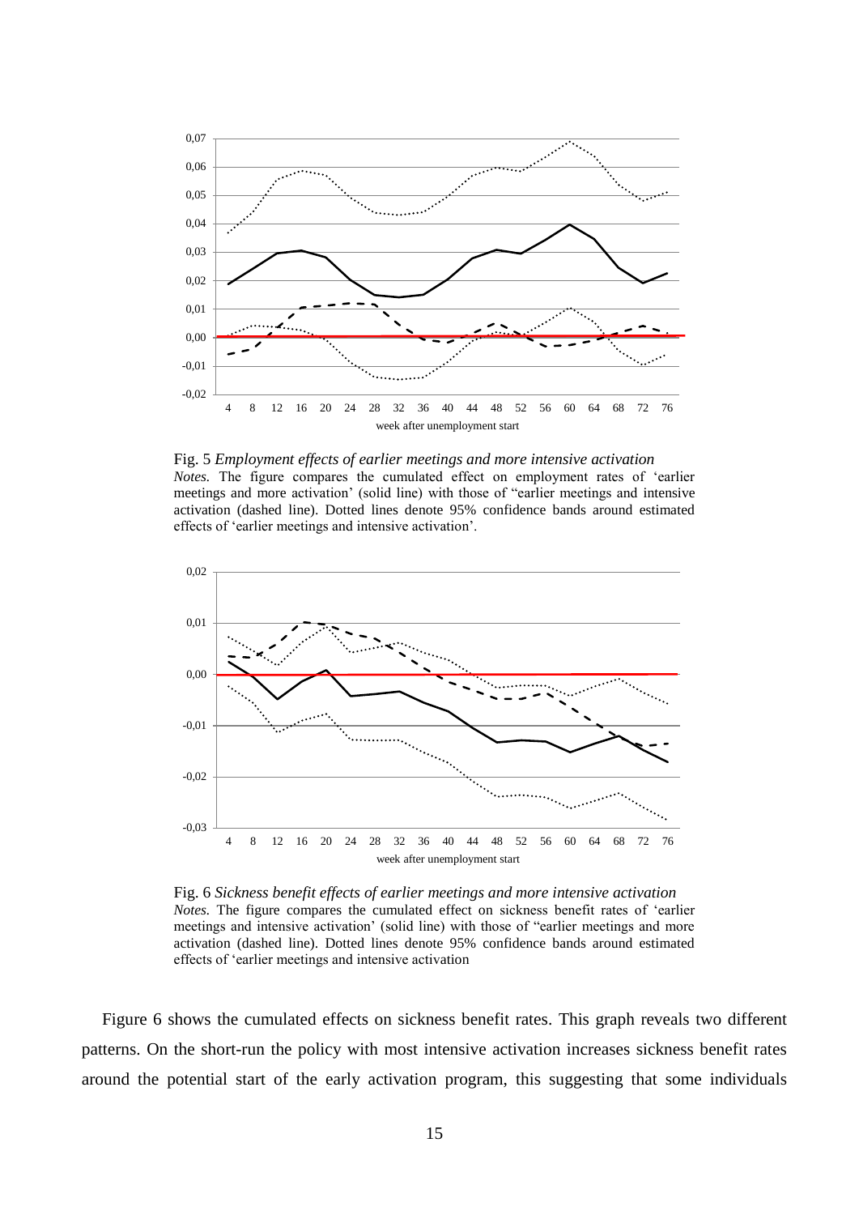Fig. 5 *Employment effects of earlier meetings and more intensive activation*
*Notes.* The figure compares the cumulated effect on employment rates of 'earlier meetings and more activation' (solid line) with those of "earlier meetings and intensive activation (dashed line). Dotted lines denote 95% confidence bands around estimated effects of 'earlier meetings and intensive activation'.

Fig. 6 *Sickness benefit effects of earlier meetings and more intensive activation*
*Notes.* The figure compares the cumulated effect on sickness benefit rates of 'earlier meetings and intensive activation' (solid line) with those of "earlier meetings and more activation (dashed line). Dotted lines denote 95% confidence bands around estimated effects of 'earlier meetings and intensive activation

Figure 6 shows the cumulated effects on sickness benefit rates. This graph reveals two different patterns. On the short-run the policy with most intensive activation increases sickness benefit rates around the potential start of the early activation program, this suggesting that some individuals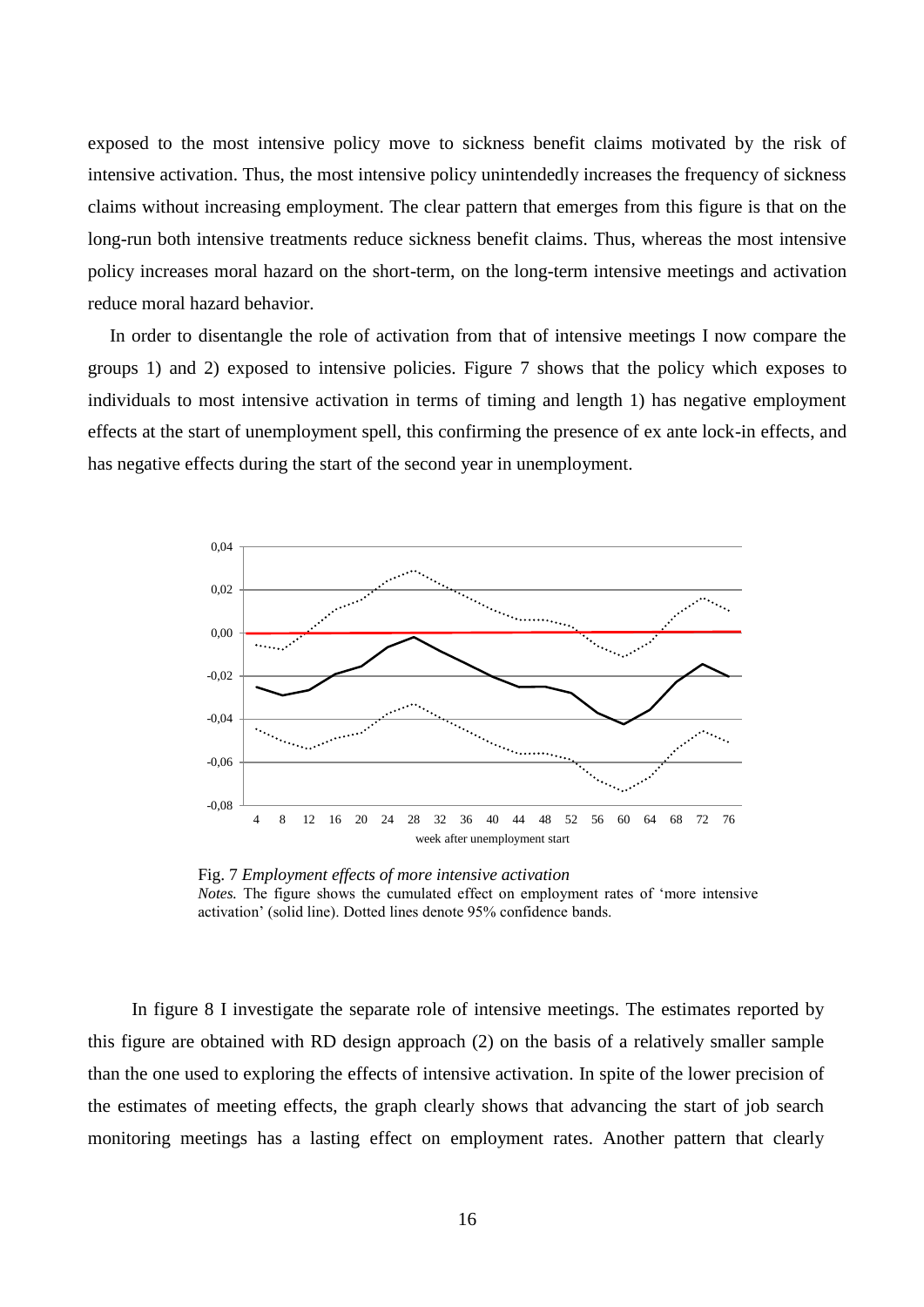exposed to the most intensive policy move to sickness benefit claims motivated by the risk of intensive activation. Thus, the most intensive policy unintendedly increases the frequency of sickness claims without increasing employment. The clear pattern that emerges from this figure is that on the long-run both intensive treatments reduce sickness benefit claims. Thus, whereas the most intensive policy increases moral hazard on the short-term, on the long-term intensive meetings and activation reduce moral hazard behavior.

In order to disentangle the role of activation from that of intensive meetings I now compare the groups 1) and 2) exposed to intensive policies. Figure 7 shows that the policy which exposes to individuals to most intensive activation in terms of timing and length 1) has negative employment effects at the start of unemployment spell, this confirming the presence of ex ante lock-in effects, and has negative effects during the start of the second year in unemployment.

Fig. 7 *Employment effects of more intensive activation*
*Notes.* The figure shows the cumulated effect on employment rates of 'more intensive activation' (solid line). Dotted lines denote 95% confidence bands.

In figure 8 I investigate the separate role of intensive meetings. The estimates reported by this figure are obtained with RD design approach (2) on the basis of a relatively smaller sample than the one used to exploring the effects of intensive activation. In spite of the lower precision of the estimates of meeting effects, the graph clearly shows that advancing the start of job search monitoring meetings has a lasting effect on employment rates. Another pattern that clearly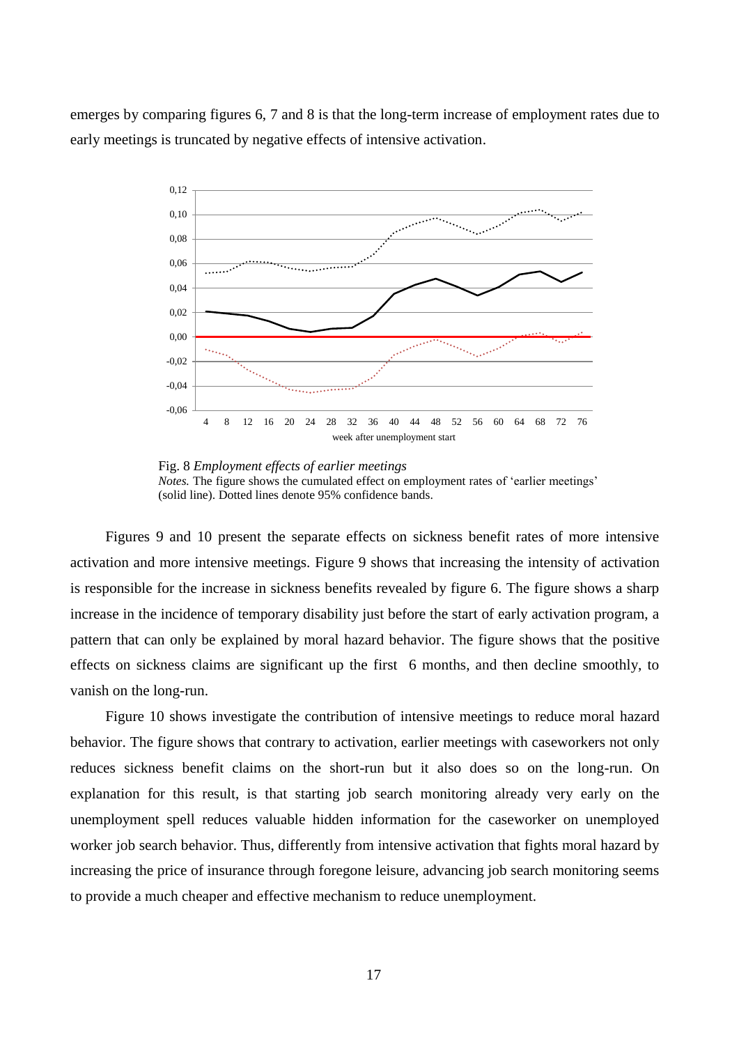emerges by comparing figures 6, 7 and 8 is that the long-term increase of employment rates due to early meetings is truncated by negative effects of intensive activation.

Fig. 8 *Employment effects of earlier meetings*
*Notes.* The figure shows the cumulated effect on employment rates of 'earlier meetings' (solid line). Dotted lines denote 95% confidence bands.

Figures 9 and 10 present the separate effects on sickness benefit rates of more intensive activation and more intensive meetings. Figure 9 shows that increasing the intensity of activation is responsible for the increase in sickness benefits revealed by figure 6. The figure shows a sharp increase in the incidence of temporary disability just before the start of early activation program, a pattern that can only be explained by moral hazard behavior. The figure shows that the positive effects on sickness claims are significant up the first 6 months, and then decline smoothly, to vanish on the long-run.

Figure 10 shows investigate the contribution of intensive meetings to reduce moral hazard behavior. The figure shows that contrary to activation, earlier meetings with caseworkers not only reduces sickness benefit claims on the short-run but it also does so on the long-run. On explanation for this result, is that starting job search monitoring already very early on the unemployment spell reduces valuable hidden information for the caseworker on unemployed worker job search behavior. Thus, differently from intensive activation that fights moral hazard by increasing the price of insurance through foregone leisure, advancing job search monitoring seems to provide a much cheaper and effective mechanism to reduce unemployment.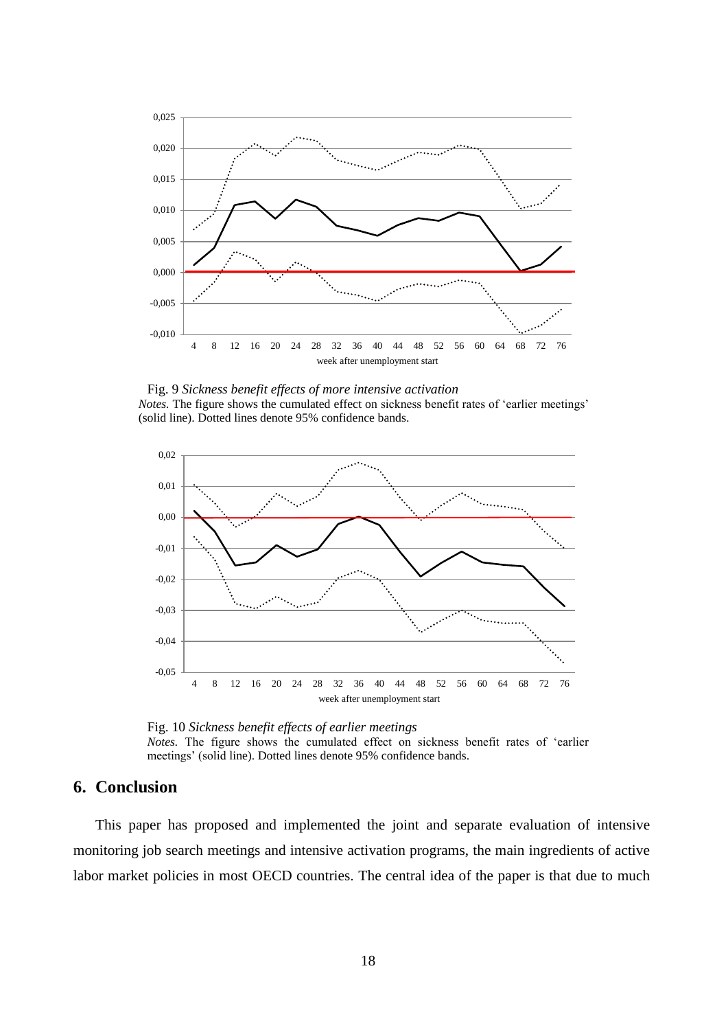Fig. 9 *Sickness benefit effects of more intensive activation*

*Notes.* The figure shows the cumulated effect on sickness benefit rates of 'earlier meetings' (solid line). Dotted lines denote 95% confidence bands.

Fig. 10 *Sickness benefit effects of earlier meetings*

*Notes.* The figure shows the cumulated effect on sickness benefit rates of 'earlier meetings' (solid line). Dotted lines denote 95% confidence bands.

## 6. Conclusion

This paper has proposed and implemented the joint and separate evaluation of intensive monitoring job search meetings and intensive activation programs, the main ingredients of active labor market policies in most OECD countries. The central idea of the paper is that due to much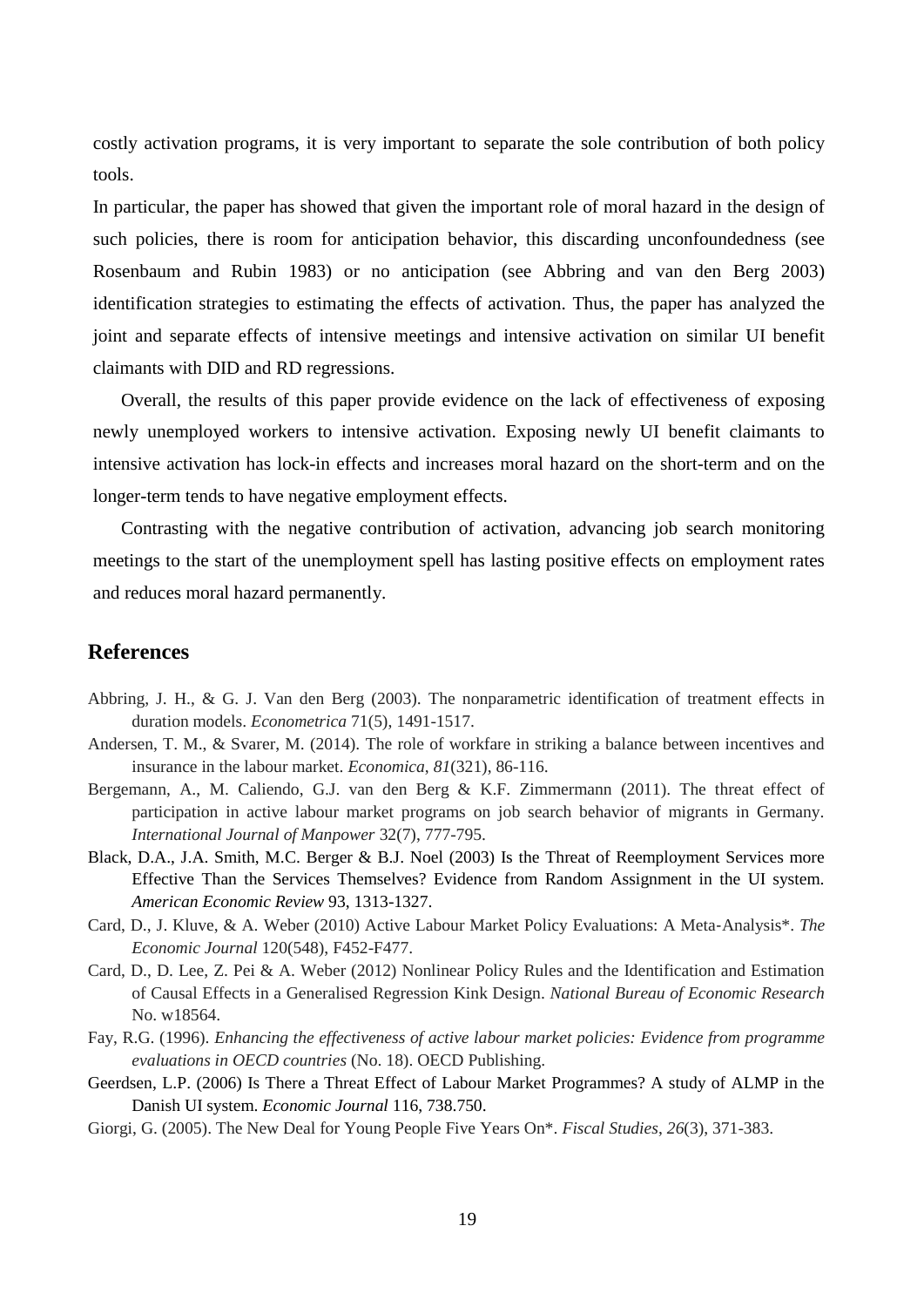costly activation programs, it is very important to separate the sole contribution of both policy tools.

In particular, the paper has showed that given the important role of moral hazard in the design of such policies, there is room for anticipation behavior, this discarding unconfoundedness (see Rosenbaum and Rubin 1983) or no anticipation (see Abbring and van den Berg 2003) identification strategies to estimating the effects of activation. Thus, the paper has analyzed the joint and separate effects of intensive meetings and intensive activation on similar UI benefit claimants with DID and RD regressions.

Overall, the results of this paper provide evidence on the lack of effectiveness of exposing newly unemployed workers to intensive activation. Exposing newly UI benefit claimants to intensive activation has lock-in effects and increases moral hazard on the short-term and on the longer-term tends to have negative employment effects.

Contrasting with the negative contribution of activation, advancing job search monitoring meetings to the start of the unemployment spell has lasting positive effects on employment rates and reduces moral hazard permanently.

## References

Abbring, J. H., & G. J. Van den Berg (2003). The nonparametric identification of treatment effects in duration models. *Econometrica* 71(5), 1491-1517.

Andersen, T. M., & Svarer, M. (2014). The role of workfare in striking a balance between incentives and insurance in the labour market. *Economica*, *81*(321), 86-116.

Bergemann, A., M. Caliendo, G.J. van den Berg & K.F. Zimmermann (2011). The threat effect of participation in active labour market programs on job search behavior of migrants in Germany. *International Journal of Manpower* 32(7), 777-795.

Black, D.A., J.A. Smith, M.C. Berger & B.J. Noel (2003) Is the Threat of Reemployment Services more Effective Than the Services Themselves? Evidence from Random Assignment in the UI system. *American Economic Review* 93, 1313-1327.

Card, D., J. Kluve, & A. Weber (2010) Active Labour Market Policy Evaluations: A Meta-Analysis*. *The Economic Journal* 120(548), F452-F477.

Card, D., D. Lee, Z. Pei & A. Weber (2012) Nonlinear Policy Rules and the Identification and Estimation of Causal Effects in a Generalised Regression Kink Design. *National Bureau of Economic Research* No. w18564.

Fay, R.G. (1996). *Enhancing the effectiveness of active labour market policies: Evidence from programme evaluations in OECD countries* (No. 18). OECD Publishing.

Geerdsen, L.P. (2006) Is There a Threat Effect of Labour Market Programmes? A study of ALMP in the Danish UI system. *Economic Journal* 116, 738.750.

Giorgi, G. (2005). The New Deal for Young People Five Years On*. *Fiscal Studies*, *26*(3), 371-383.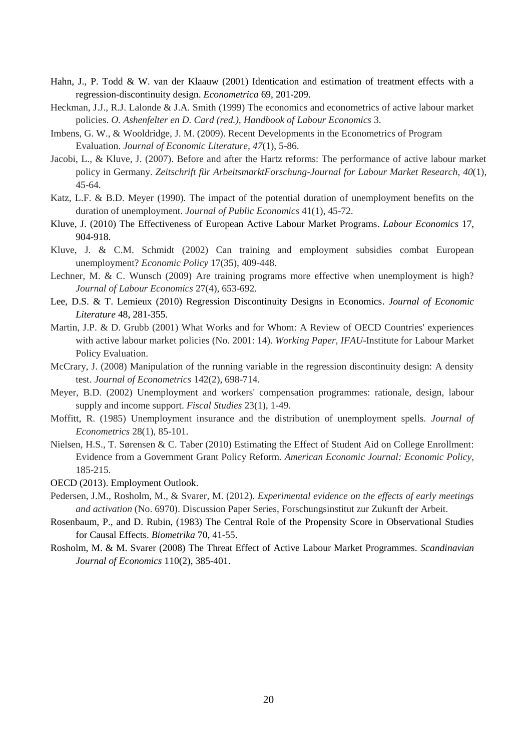Hahn, J., P. Todd & W. van der Klaauw (2001) Identication and estimation of treatment effects with a regression-discontinuity design. *Econometrica* 69, 201-209.

Heckman, J.J., R.J. Lalonde & J.A. Smith (1999) The economics and econometrics of active labour market policies. *O. Ashenfelter en D. Card (red.), Handbook of Labour Economics* 3.

Imbens, G. W., & Wooldridge, J. M. (2009). Recent Developments in the Econometrics of Program Evaluation. *Journal of Economic Literature*, *47*(1), 5-86.

Jacobi, L., & Kluve, J. (2007). Before and after the Hartz reforms: The performance of active labour market policy in Germany. *Zeitschrift für ArbeitsmarktForschung-Journal for Labour Market Research*, *40*(1), 45-64.

Katz, L.F. & B.D. Meyer (1990). The impact of the potential duration of unemployment benefits on the duration of unemployment. *Journal of Public Economics* 41(1), 45-72.

Kluve, J. (2010) The Effectiveness of European Active Labour Market Programs. *Labour Economics* 17, 904-918.

Kluve, J. & C.M. Schmidt (2002) Can training and employment subsidies combat European unemployment? *Economic Policy* 17(35), 409-448.

Lechner, M. & C. Wunsch (2009) Are training programs more effective when unemployment is high? *Journal of Labour Economics* 27(4), 653-692.

Lee, D.S. & T. Lemieux (2010) Regression Discontinuity Designs in Economics. *Journal of Economic Literature* 48, 281-355.

Martin, J.P. & D. Grubb (2001) What Works and for Whom: A Review of OECD Countries' experiences with active labour market policies (No. 2001: 14). *Working Paper, IFAU*-Institute for Labour Market Policy Evaluation.

McCrary, J. (2008) Manipulation of the running variable in the regression discontinuity design: A density test. *Journal of Econometrics* 142(2), 698-714.

Meyer, B.D. (2002) Unemployment and workers' compensation programmes: rationale, design, labour supply and income support. *Fiscal Studies* 23(1), 1-49.

Moffitt, R. (1985) Unemployment insurance and the distribution of unemployment spells. *Journal of Econometrics* 28(1), 85-101.

Nielsen, H.S., T. Sørensen & C. Taber (2010) Estimating the Effect of Student Aid on College Enrollment: Evidence from a Government Grant Policy Reform. *American Economic Journal: Economic Policy*, 185-215.

OECD (2013). Employment Outlook.

Pedersen, J.M., Rosholm, M., & Svarer, M. (2012). *Experimental evidence on the effects of early meetings and activation* (No. 6970). Discussion Paper Series, Forschungsinstitut zur Zukunft der Arbeit.

Rosenbaum, P., and D. Rubin, (1983) The Central Role of the Propensity Score in Observational Studies for Causal Effects. *Biometrika* 70, 41-55.

Rosholm, M. & M. Svarer (2008) The Threat Effect of Active Labour Market Programmes. *Scandinavian Journal of Economics* 110(2), 385-401.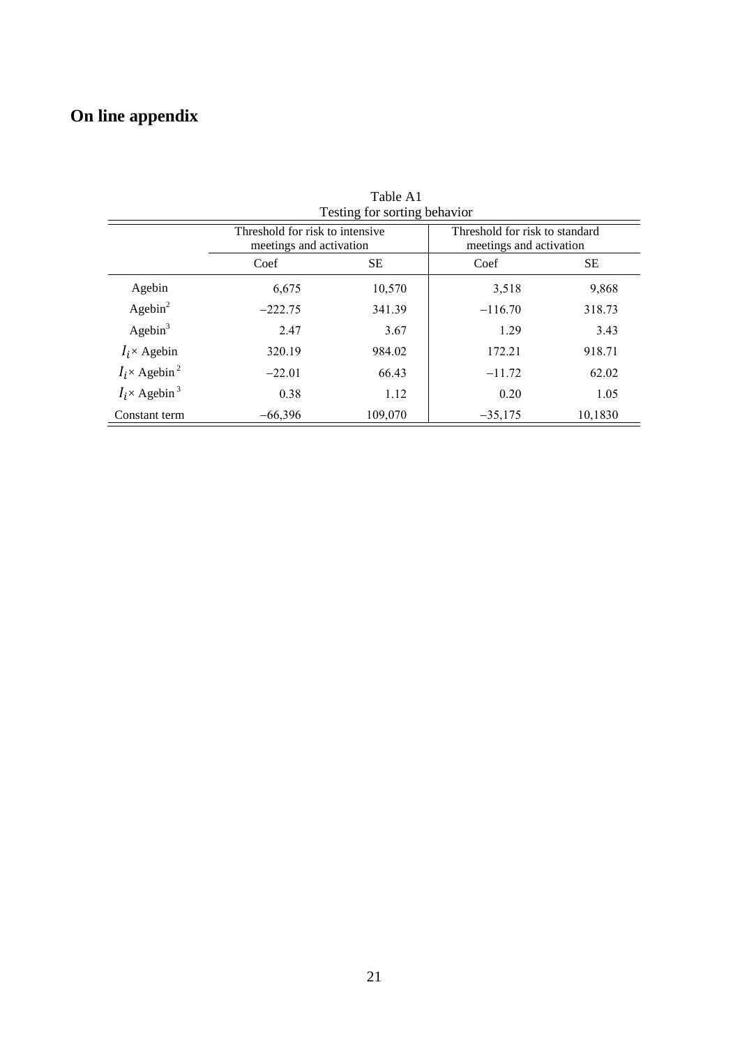## On line appendix

Table A1
Testing for sorting behavior

| | Threshold for risk to intensive meetings and activation | | Threshold for risk to standard meetings and activation | |
|---|---|---|---|---|
| | Coef | SE | Coef | SE |
| Agebin | 6,675 | 10,570 | 3,518 | 9,868 |
| Agebin$^2$ | −222.75 | 341.39 | −116.70 | 318.73 |
| Agebin$^3$ | 2.47 | 3.67 | 1.29 | 3.43 |
| $I_i$× Agebin | 320.19 | 984.02 | 172.21 | 918.71 |
| $I_i$× Agebin$^2$ | −22.01 | 66.43 | −11.72 | 62.02 |
| $I_i$× Agebin$^3$ | 0.38 | 1.12 | 0.20 | 1.05 |
| Constant term | −66,396 | 109,070 | −35,175 | 10,1830 |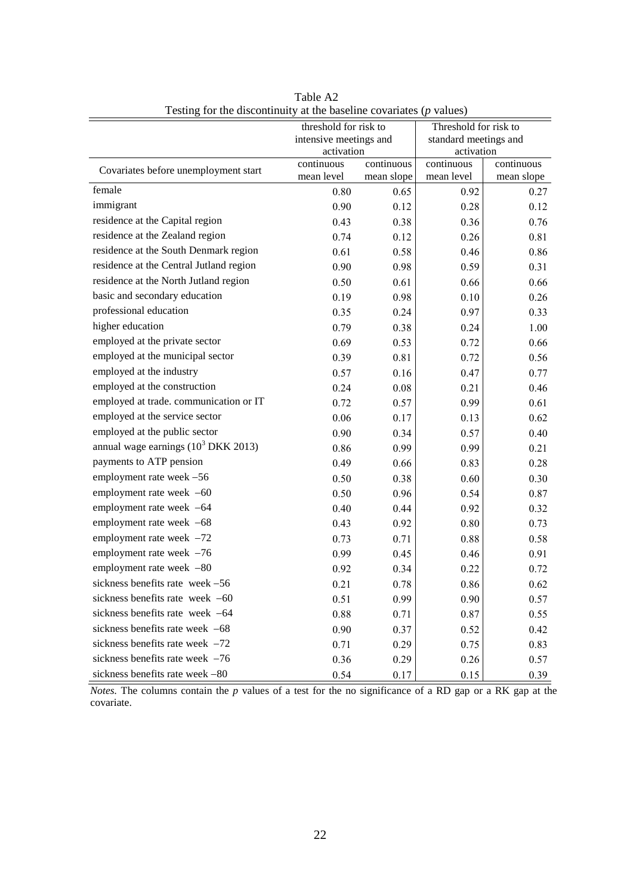Table A2

Testing for the discontinuity at the baseline covariates (*p* values)

| Covariates before unemployment start | threshold for risk to intensive meetings and activation | | Threshold for risk to standard meetings and activation | |
|---|---|---|---|---|
| | continuous mean level | continuous mean slope | continuous mean level | continuous mean slope |
| female | 0.80 | 0.65 | 0.92 | 0.27 |
| immigrant | 0.90 | 0.12 | 0.28 | 0.12 |
| residence at the Capital region | 0.43 | 0.38 | 0.36 | 0.76 |
| residence at the Zealand region | 0.74 | 0.12 | 0.26 | 0.81 |
| residence at the South Denmark region | 0.61 | 0.58 | 0.46 | 0.86 |
| residence at the Central Jutland region | 0.90 | 0.98 | 0.59 | 0.31 |
| residence at the North Jutland region | 0.50 | 0.61 | 0.66 | 0.66 |
| basic and secondary education | 0.19 | 0.98 | 0.10 | 0.26 |
| professional education | 0.35 | 0.24 | 0.97 | 0.33 |
| higher education | 0.79 | 0.38 | 0.24 | 1.00 |
| employed at the private sector | 0.69 | 0.53 | 0.72 | 0.66 |
| employed at the municipal sector | 0.39 | 0.81 | 0.72 | 0.56 |
| employed at the industry | 0.57 | 0.16 | 0.47 | 0.77 |
| employed at the construction | 0.24 | 0.08 | 0.21 | 0.46 |
| employed at trade. communication or IT | 0.72 | 0.57 | 0.99 | 0.61 |
| employed at the service sector | 0.06 | 0.17 | 0.13 | 0.62 |
| employed at the public sector | 0.90 | 0.34 | 0.57 | 0.40 |
| annual wage earnings ($10^3$ DKK 2013) | 0.86 | 0.99 | 0.99 | 0.21 |
| payments to ATP pension | 0.49 | 0.66 | 0.83 | 0.28 |
| employment rate week –56 | 0.50 | 0.38 | 0.60 | 0.30 |
| employment rate week –60 | 0.50 | 0.96 | 0.54 | 0.87 |
| employment rate week –64 | 0.40 | 0.44 | 0.92 | 0.32 |
| employment rate week –68 | 0.43 | 0.92 | 0.80 | 0.73 |
| employment rate week –72 | 0.73 | 0.71 | 0.88 | 0.58 |
| employment rate week –76 | 0.99 | 0.45 | 0.46 | 0.91 |
| employment rate week –80 | 0.92 | 0.34 | 0.22 | 0.72 |
| sickness benefits rate week –56 | 0.21 | 0.78 | 0.86 | 0.62 |
| sickness benefits rate week –60 | 0.51 | 0.99 | 0.90 | 0.57 |
| sickness benefits rate week –64 | 0.88 | 0.71 | 0.87 | 0.55 |
| sickness benefits rate week –68 | 0.90 | 0.37 | 0.52 | 0.42 |
| sickness benefits rate week –72 | 0.71 | 0.29 | 0.75 | 0.83 |
| sickness benefits rate week –76 | 0.36 | 0.29 | 0.26 | 0.57 |
| sickness benefits rate week –80 | 0.54 | 0.17 | 0.15 | 0.39 |

*Notes.* The columns contain the *p* values of a test for the no significance of a RD gap or a RK gap at the covariate.